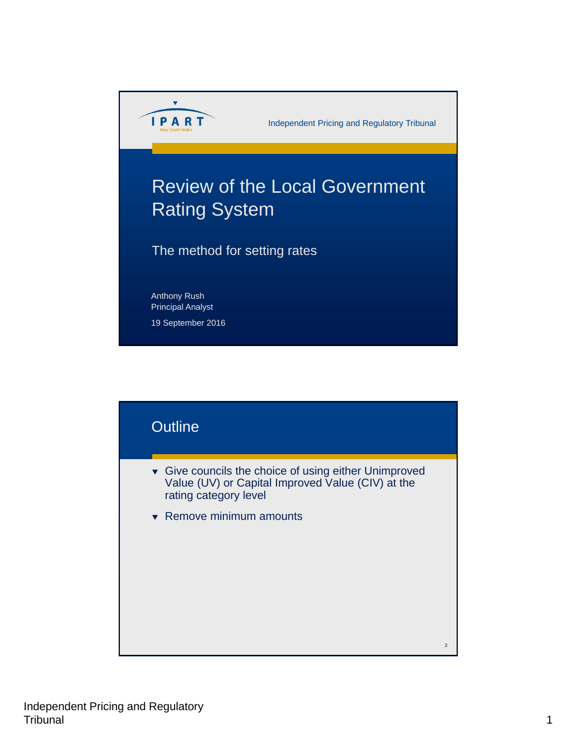IPART
New South Wales

Independent Pricing and Regulatory Tribunal

# Review of the Local Government Rating System

## The method for setting rates

Anthony Rush
Principal Analyst

19 September 2016

## Outline

- Give councils the choice of using either Unimproved Value (UV) or Capital Improved Value (CIV) at the rating category level
- Remove minimum amounts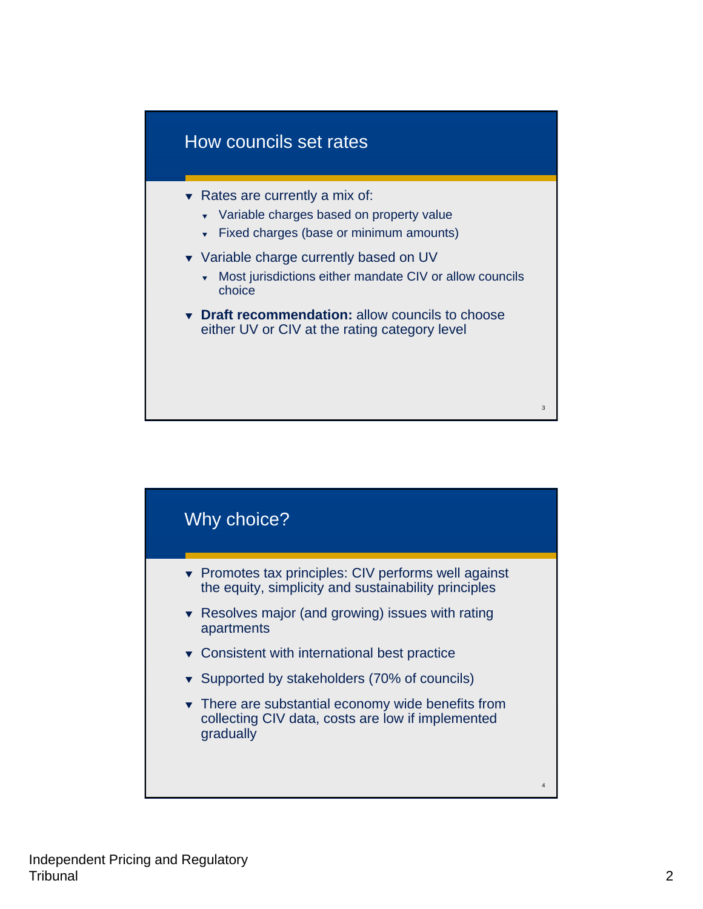## How councils set rates

- Rates are currently a mix of:
  - Variable charges based on property value
  - Fixed charges (base or minimum amounts)
- Variable charge currently based on UV
  - Most jurisdictions either mandate CIV or allow councils choice
- **Draft recommendation:** allow councils to choose either UV or CIV at the rating category level

## Why choice?

- Promotes tax principles: CIV performs well against the equity, simplicity and sustainability principles
- Resolves major (and growing) issues with rating apartments
- Consistent with international best practice
- Supported by stakeholders (70% of councils)
- There are substantial economy wide benefits from collecting CIV data, costs are low if implemented gradually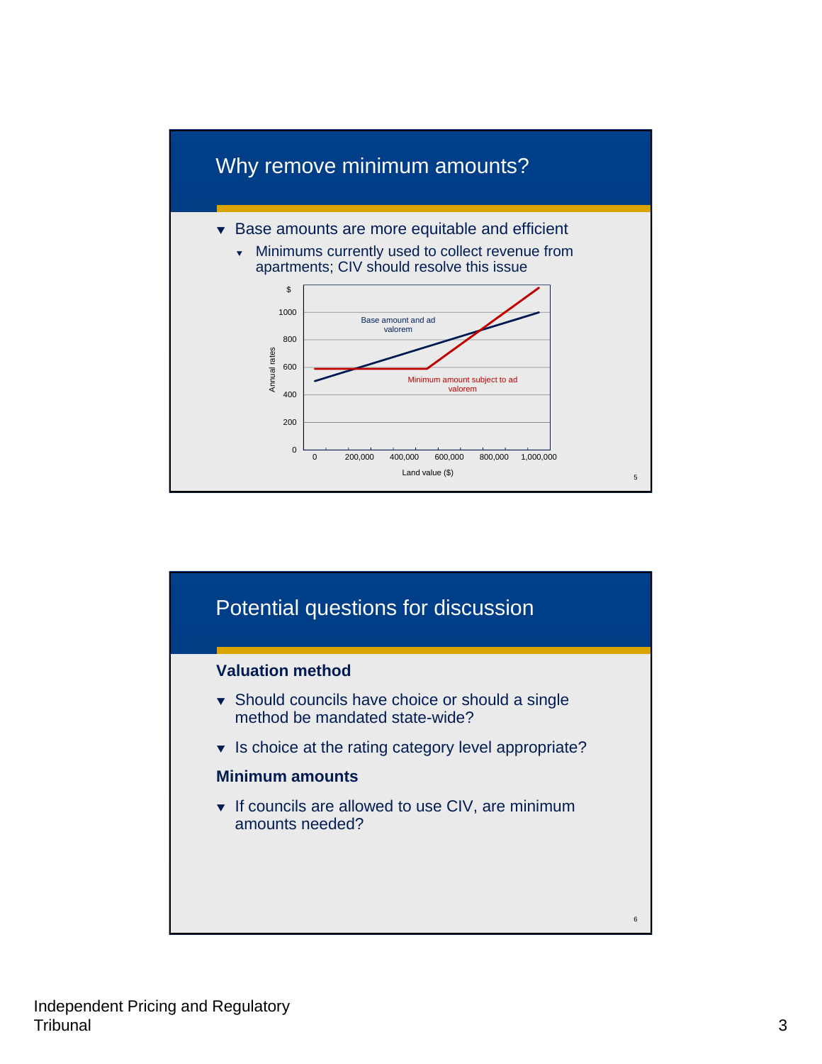## Why remove minimum amounts?

- Base amounts are more equitable and efficient
  - Minimums currently used to collect revenue from apartments; CIV should resolve this issue

## Potential questions for discussion

**Valuation method**

- Should councils have choice or should a single method be mandated state-wide?
- Is choice at the rating category level appropriate?

**Minimum amounts**

- If councils are allowed to use CIV, are minimum amounts needed?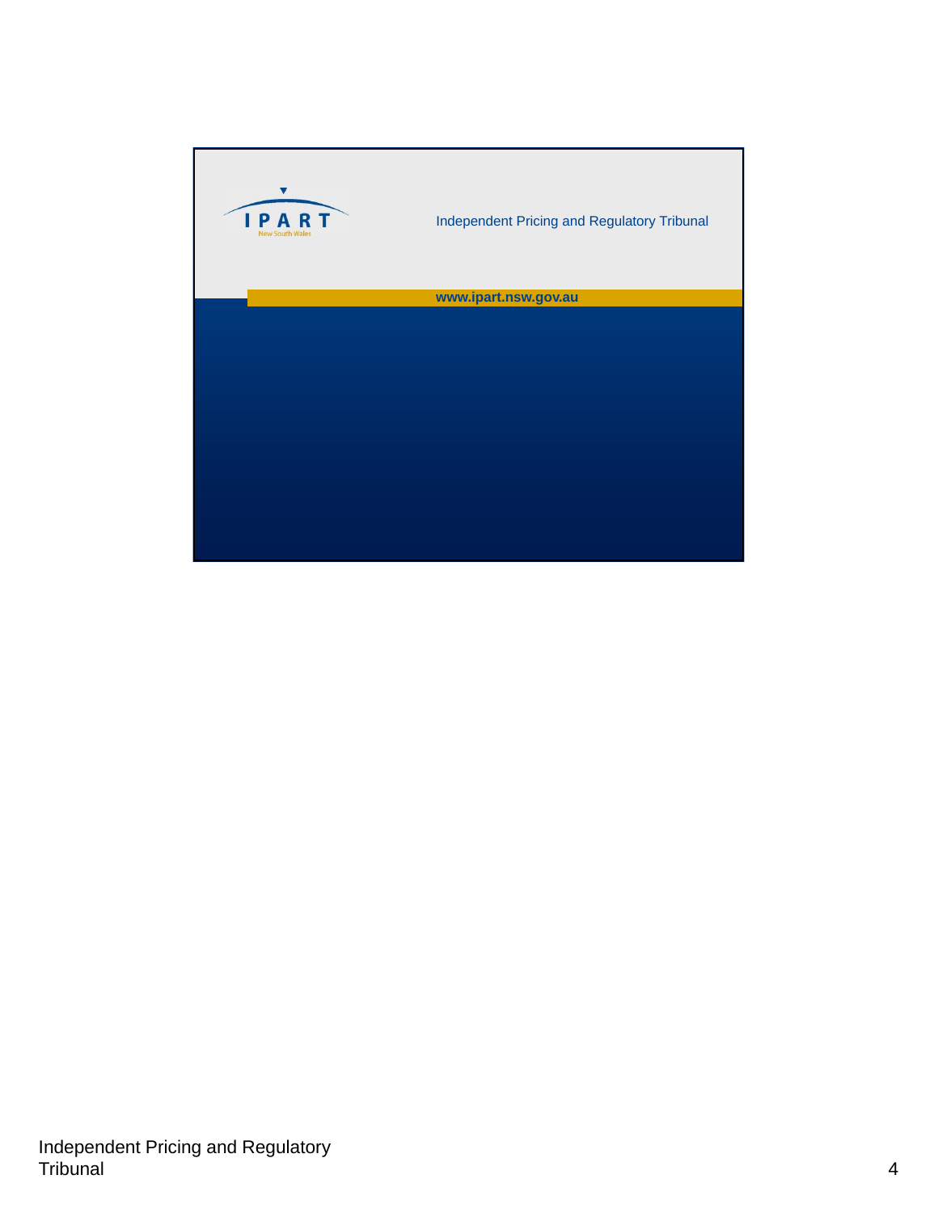IPART

New South Wales

Independent Pricing and Regulatory Tribunal

**www.ipart.nsw.gov.au**